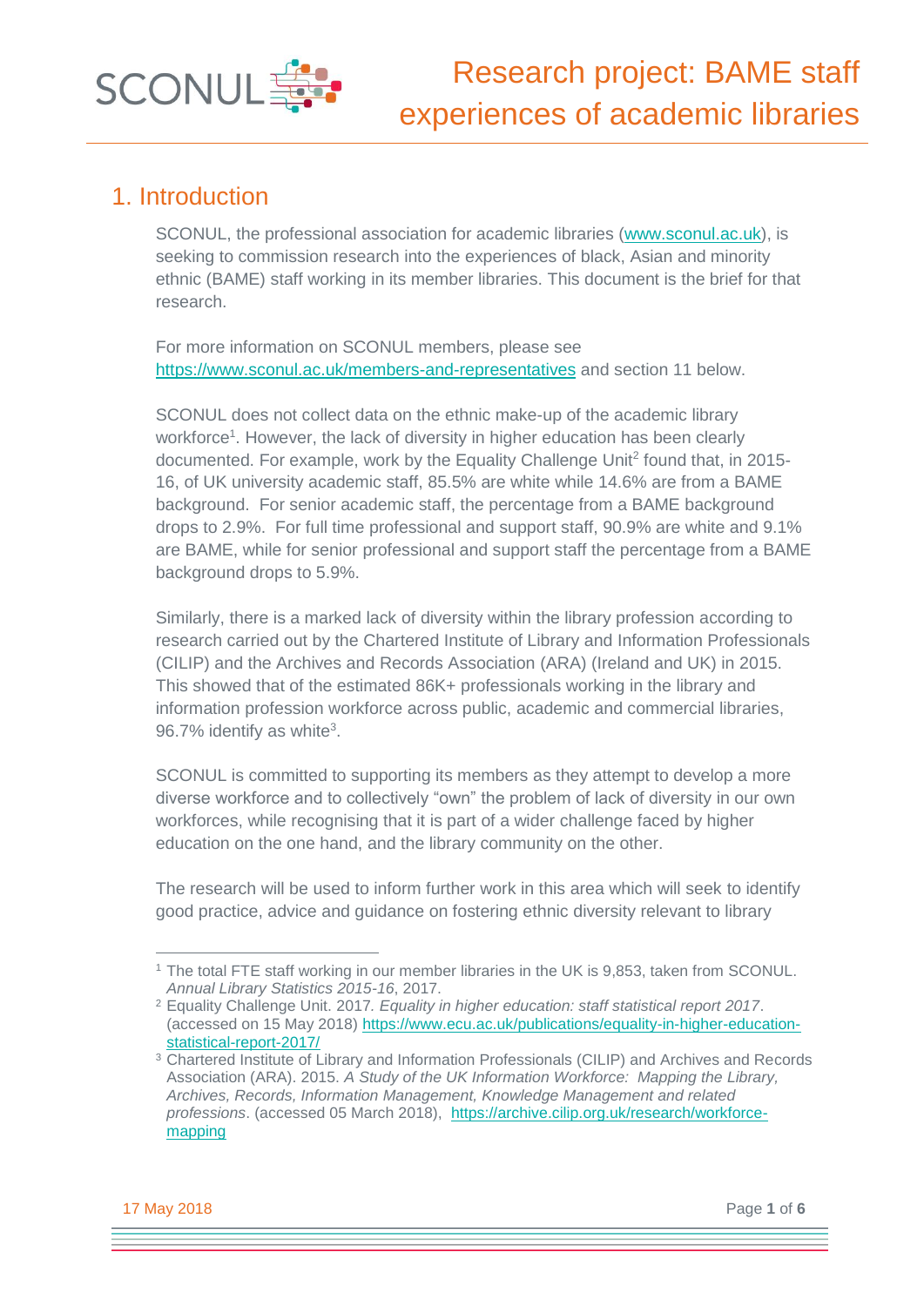# Research project: BAME staff experiences of academic libraries

## 1. Introduction

SCONUL, the professional association for academic libraries (www.sconul.ac.uk), is seeking to commission research into the experiences of black, Asian and minority ethnic (BAME) staff working in its member libraries. This document is the brief for that research.

For more information on SCONUL members, please see https://www.sconul.ac.uk/members-and-representatives and section 11 below.

SCONUL does not collect data on the ethnic make-up of the academic library workforce[1]. However, the lack of diversity in higher education has been clearly documented. For example, work by the Equality Challenge Unit[2] found that, in 2015-16, of UK university academic staff, 85.5% are white while 14.6% are from a BAME background. For senior academic staff, the percentage from a BAME background drops to 2.9%. For full time professional and support staff, 90.9% are white and 9.1% are BAME, while for senior professional and support staff the percentage from a BAME background drops to 5.9%.

Similarly, there is a marked lack of diversity within the library profession according to research carried out by the Chartered Institute of Library and Information Professionals (CILIP) and the Archives and Records Association (ARA) (Ireland and UK) in 2015. This showed that of the estimated 86K+ professionals working in the library and information profession workforce across public, academic and commercial libraries, 96.7% identify as white[3].

SCONUL is committed to supporting its members as they attempt to develop a more diverse workforce and to collectively "own" the problem of lack of diversity in our own workforces, while recognising that it is part of a wider challenge faced by higher education on the one hand, and the library community on the other.

The research will be used to inform further work in this area which will seek to identify good practice, advice and guidance on fostering ethnic diversity relevant to library

---

[1] The total FTE staff working in our member libraries in the UK is 9,853, taken from SCONUL. *Annual Library Statistics 2015-16*, 2017.

[2] Equality Challenge Unit. 2017. *Equality in higher education: staff statistical report 2017*. (accessed on 15 May 2018) https://www.ecu.ac.uk/publications/equality-in-higher-education-statistical-report-2017/

[3] Chartered Institute of Library and Information Professionals (CILIP) and Archives and Records Association (ARA). 2015. *A Study of the UK Information Workforce: Mapping the Library, Archives, Records, Information Management, Knowledge Management and related professions*. (accessed 05 March 2018), https://archive.cilip.org.uk/research/workforce-mapping

17 May 2018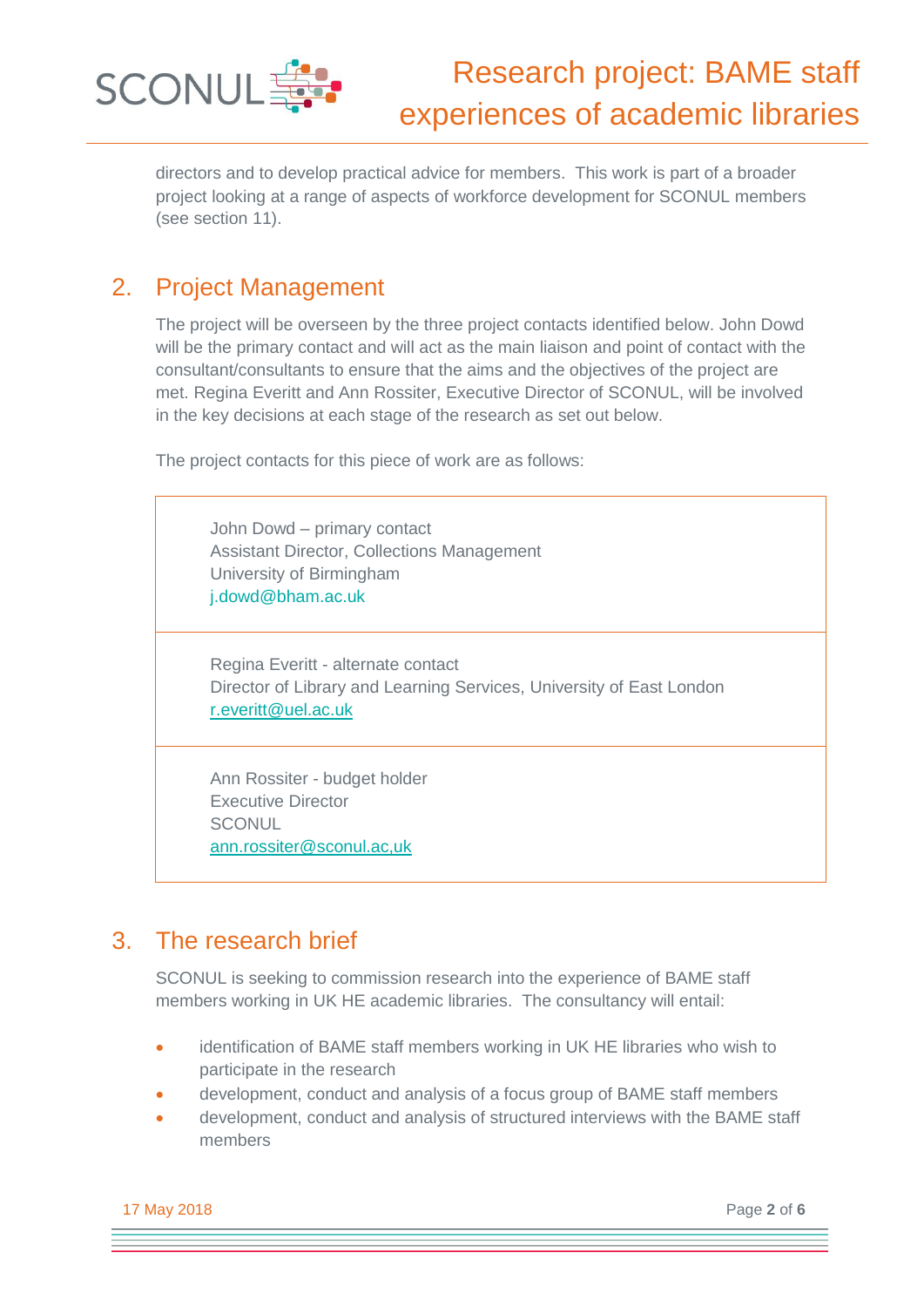directors and to develop practical advice for members. This work is part of a broader project looking at a range of aspects of workforce development for SCONUL members (see section 11).

## 2. Project Management

The project will be overseen by the three project contacts identified below. John Dowd will be the primary contact and will act as the main liaison and point of contact with the consultant/consultants to ensure that the aims and the objectives of the project are met. Regina Everitt and Ann Rossiter, Executive Director of SCONUL, will be involved in the key decisions at each stage of the research as set out below.

The project contacts for this piece of work are as follows:

| |
|---|
| John Dowd – primary contact<br>Assistant Director, Collections Management<br>University of Birmingham<br>j.dowd@bham.ac.uk |
| Regina Everitt - alternate contact<br>Director of Library and Learning Services, University of East London<br>r.everitt@uel.ac.uk |
| Ann Rossiter - budget holder<br>Executive Director<br>SCONUL<br>ann.rossiter@sconul.ac,uk |

## 3. The research brief

SCONUL is seeking to commission research into the experience of BAME staff members working in UK HE academic libraries. The consultancy will entail:

- identification of BAME staff members working in UK HE libraries who wish to participate in the research
- development, conduct and analysis of a focus group of BAME staff members
- development, conduct and analysis of structured interviews with the BAME staff members

17 May 2018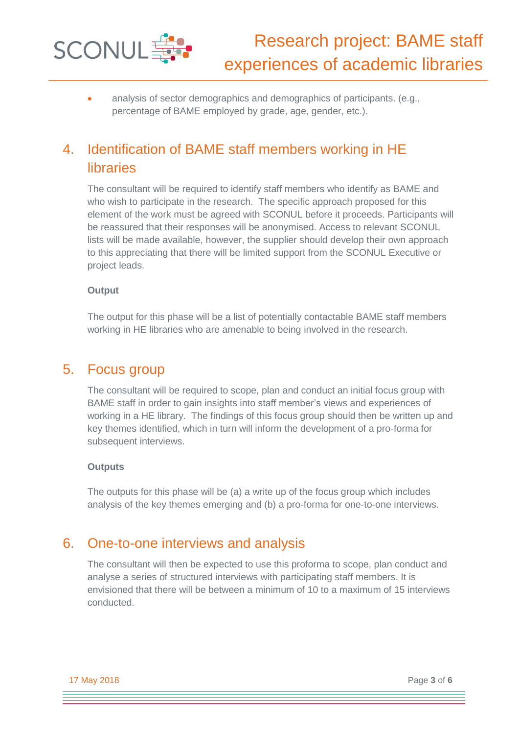- analysis of sector demographics and demographics of participants. (e.g., percentage of BAME employed by grade, age, gender, etc.).

## 4. Identification of BAME staff members working in HE libraries

The consultant will be required to identify staff members who identify as BAME and who wish to participate in the research. The specific approach proposed for this element of the work must be agreed with SCONUL before it proceeds. Participants will be reassured that their responses will be anonymised. Access to relevant SCONUL lists will be made available, however, the supplier should develop their own approach to this appreciating that there will be limited support from the SCONUL Executive or project leads.

**Output**

The output for this phase will be a list of potentially contactable BAME staff members working in HE libraries who are amenable to being involved in the research.

## 5. Focus group

The consultant will be required to scope, plan and conduct an initial focus group with BAME staff in order to gain insights into staff member's views and experiences of working in a HE library. The findings of this focus group should then be written up and key themes identified, which in turn will inform the development of a pro-forma for subsequent interviews.

**Outputs**

The outputs for this phase will be (a) a write up of the focus group which includes analysis of the key themes emerging and (b) a pro-forma for one-to-one interviews.

## 6. One-to-one interviews and analysis

The consultant will then be expected to use this proforma to scope, plan conduct and analyse a series of structured interviews with participating staff members. It is envisioned that there will be between a minimum of 10 to a maximum of 15 interviews conducted.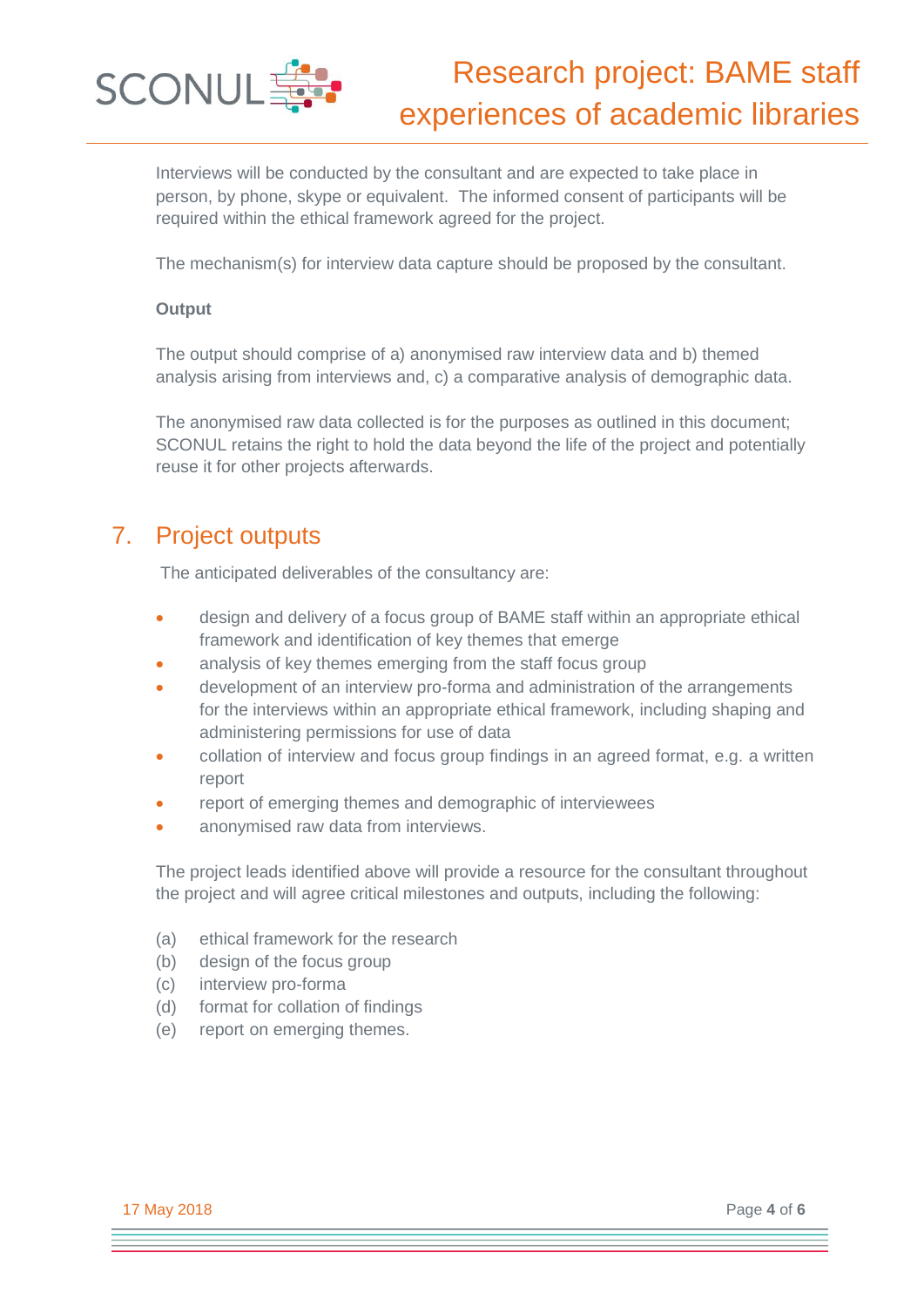Interviews will be conducted by the consultant and are expected to take place in person, by phone, skype or equivalent. The informed consent of participants will be required within the ethical framework agreed for the project.

The mechanism(s) for interview data capture should be proposed by the consultant.

**Output**

The output should comprise of a) anonymised raw interview data and b) themed analysis arising from interviews and, c) a comparative analysis of demographic data.

The anonymised raw data collected is for the purposes as outlined in this document; SCONUL retains the right to hold the data beyond the life of the project and potentially reuse it for other projects afterwards.

## 7. Project outputs

The anticipated deliverables of the consultancy are:

- design and delivery of a focus group of BAME staff within an appropriate ethical framework and identification of key themes that emerge
- analysis of key themes emerging from the staff focus group
- development of an interview pro-forma and administration of the arrangements for the interviews within an appropriate ethical framework, including shaping and administering permissions for use of data
- collation of interview and focus group findings in an agreed format, e.g. a written report
- report of emerging themes and demographic of interviewees
- anonymised raw data from interviews.

The project leads identified above will provide a resource for the consultant throughout the project and will agree critical milestones and outputs, including the following:

(a) ethical framework for the research
(b) design of the focus group
(c) interview pro-forma
(d) format for collation of findings
(e) report on emerging themes.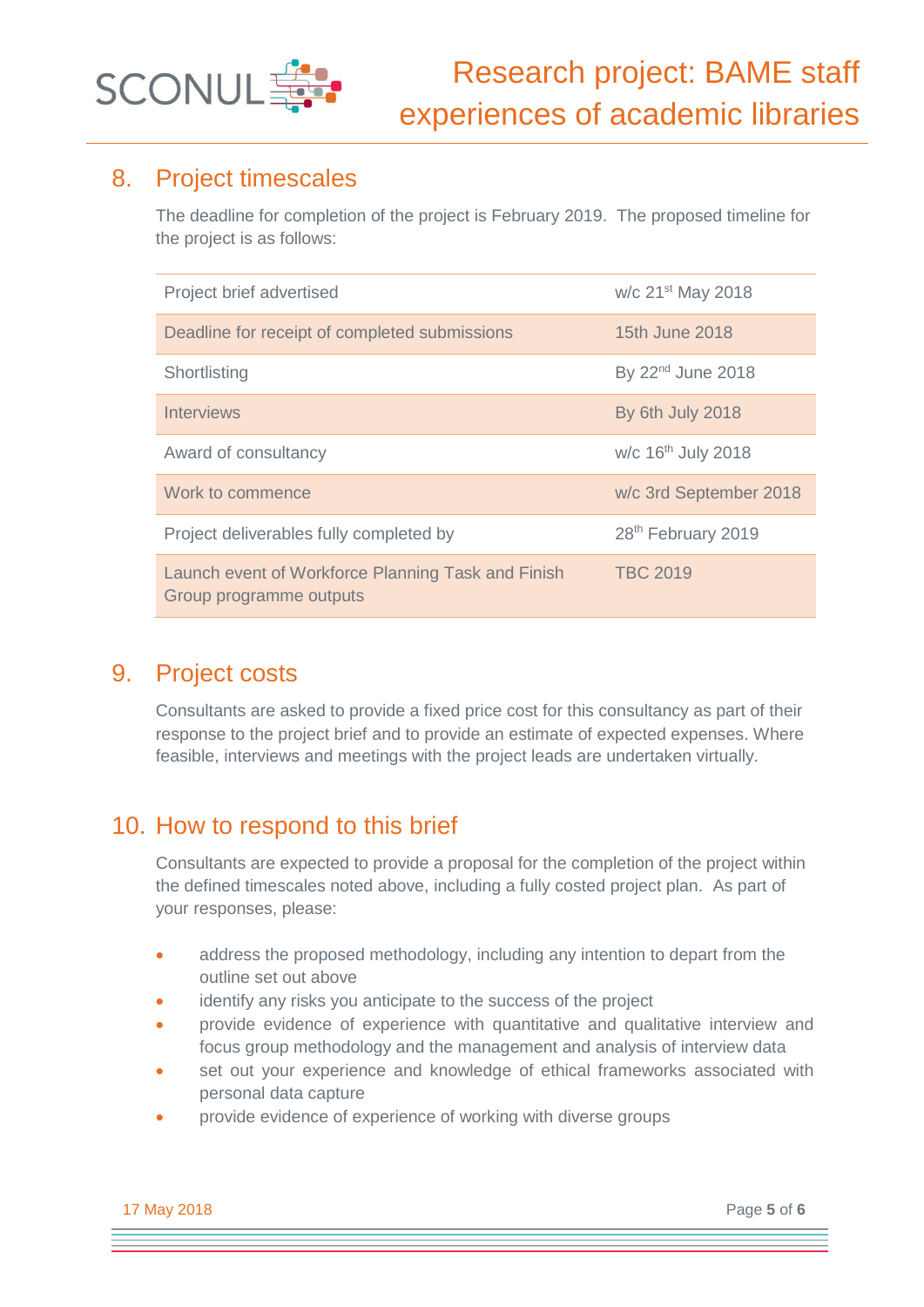## 8. Project timescales

The deadline for completion of the project is February 2019. The proposed timeline for the project is as follows:

| | |
|---|---|
| Project brief advertised | w/c 21st May 2018 |
| Deadline for receipt of completed submissions | 15th June 2018 |
| Shortlisting | By 22nd June 2018 |
| Interviews | By 6th July 2018 |
| Award of consultancy | w/c 16th July 2018 |
| Work to commence | w/c 3rd September 2018 |
| Project deliverables fully completed by | 28th February 2019 |
| Launch event of Workforce Planning Task and Finish Group programme outputs | TBC 2019 |

## 9. Project costs

Consultants are asked to provide a fixed price cost for this consultancy as part of their response to the project brief and to provide an estimate of expected expenses. Where feasible, interviews and meetings with the project leads are undertaken virtually.

## 10. How to respond to this brief

Consultants are expected to provide a proposal for the completion of the project within the defined timescales noted above, including a fully costed project plan. As part of your responses, please:

- address the proposed methodology, including any intention to depart from the outline set out above
- identify any risks you anticipate to the success of the project
- provide evidence of experience with quantitative and qualitative interview and focus group methodology and the management and analysis of interview data
- set out your experience and knowledge of ethical frameworks associated with personal data capture
- provide evidence of experience of working with diverse groups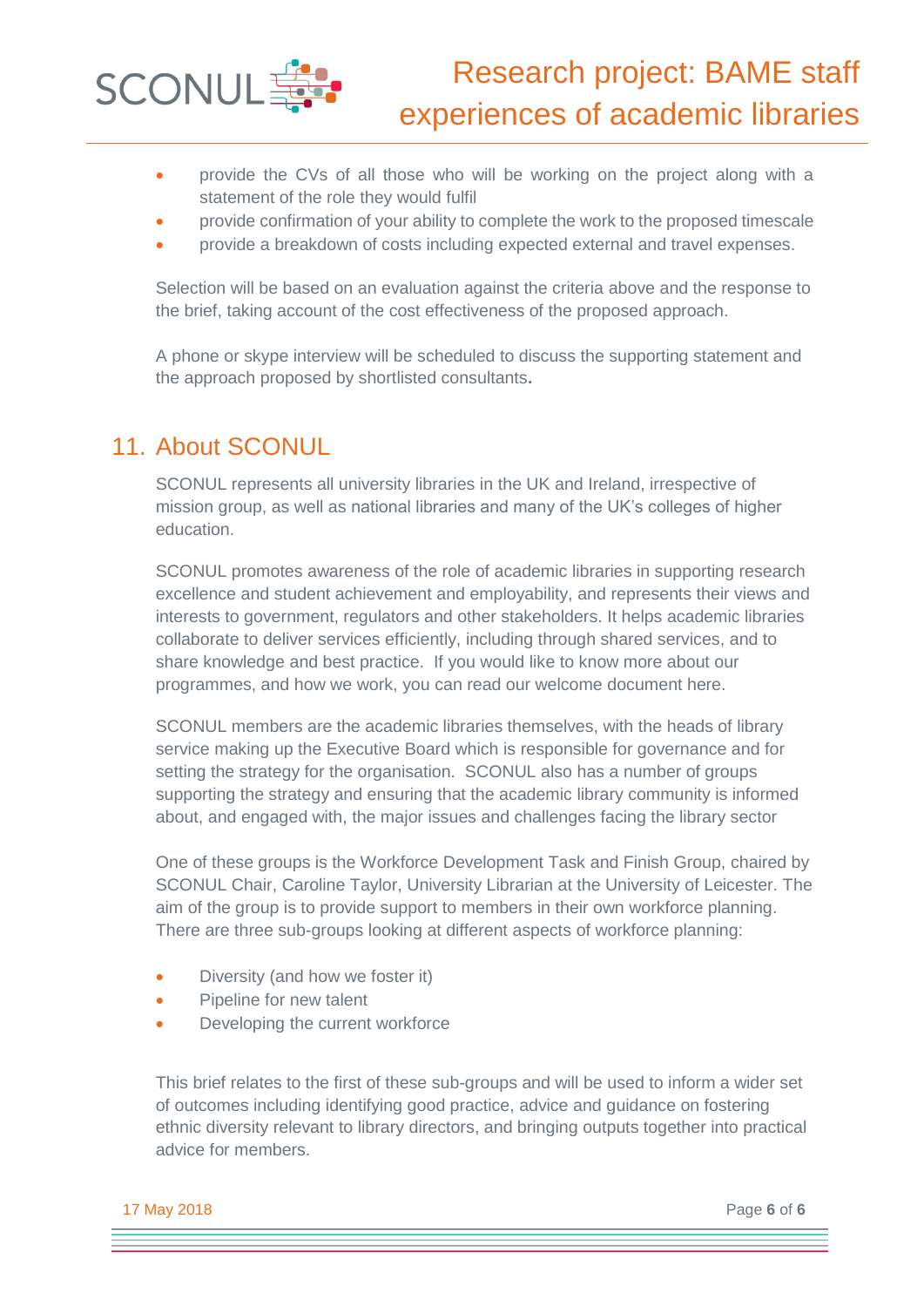- provide the CVs of all those who will be working on the project along with a statement of the role they would fulfil
- provide confirmation of your ability to complete the work to the proposed timescale
- provide a breakdown of costs including expected external and travel expenses.

Selection will be based on an evaluation against the criteria above and the response to the brief, taking account of the cost effectiveness of the proposed approach.

A phone or skype interview will be scheduled to discuss the supporting statement and the approach proposed by shortlisted consultants.

## 11. About SCONUL

SCONUL represents all university libraries in the UK and Ireland, irrespective of mission group, as well as national libraries and many of the UK's colleges of higher education.

SCONUL promotes awareness of the role of academic libraries in supporting research excellence and student achievement and employability, and represents their views and interests to government, regulators and other stakeholders. It helps academic libraries collaborate to deliver services efficiently, including through shared services, and to share knowledge and best practice. If you would like to know more about our programmes, and how we work, you can read our welcome document here.

SCONUL members are the academic libraries themselves, with the heads of library service making up the Executive Board which is responsible for governance and for setting the strategy for the organisation. SCONUL also has a number of groups supporting the strategy and ensuring that the academic library community is informed about, and engaged with, the major issues and challenges facing the library sector

One of these groups is the Workforce Development Task and Finish Group, chaired by SCONUL Chair, Caroline Taylor, University Librarian at the University of Leicester. The aim of the group is to provide support to members in their own workforce planning. There are three sub-groups looking at different aspects of workforce planning:

- Diversity (and how we foster it)
- Pipeline for new talent
- Developing the current workforce

This brief relates to the first of these sub-groups and will be used to inform a wider set of outcomes including identifying good practice, advice and guidance on fostering ethnic diversity relevant to library directors, and bringing outputs together into practical advice for members.